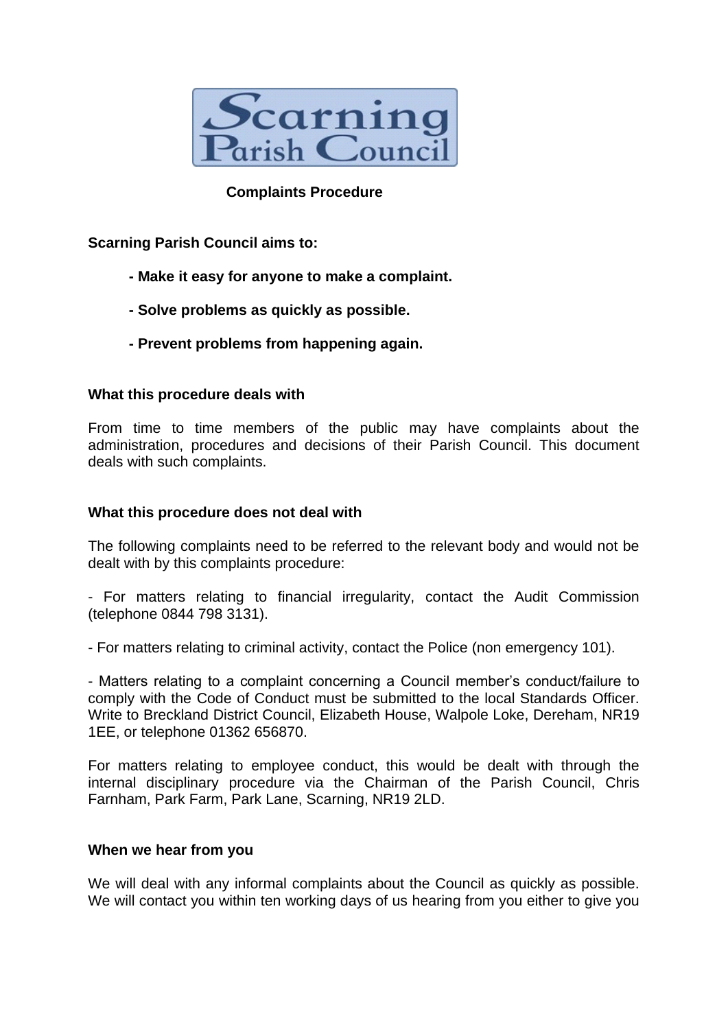Scarning Parish Council

# Complaints Procedure

**Scarning Parish Council aims to:**

- **Make it easy for anyone to make a complaint.**
- **Solve problems as quickly as possible.**
- **Prevent problems from happening again.**

## What this procedure deals with

From time to time members of the public may have complaints about the administration, procedures and decisions of their Parish Council. This document deals with such complaints.

## What this procedure does not deal with

The following complaints need to be referred to the relevant body and would not be dealt with by this complaints procedure:

- For matters relating to financial irregularity, contact the Audit Commission (telephone 0844 798 3131).

- For matters relating to criminal activity, contact the Police (non emergency 101).

- Matters relating to a complaint concerning a Council member's conduct/failure to comply with the Code of Conduct must be submitted to the local Standards Officer. Write to Breckland District Council, Elizabeth House, Walpole Loke, Dereham, NR19 1EE, or telephone 01362 656870.

For matters relating to employee conduct, this would be dealt with through the internal disciplinary procedure via the Chairman of the Parish Council, Chris Farnham, Park Farm, Park Lane, Scarning, NR19 2LD.

## When we hear from you

We will deal with any informal complaints about the Council as quickly as possible. We will contact you within ten working days of us hearing from you either to give you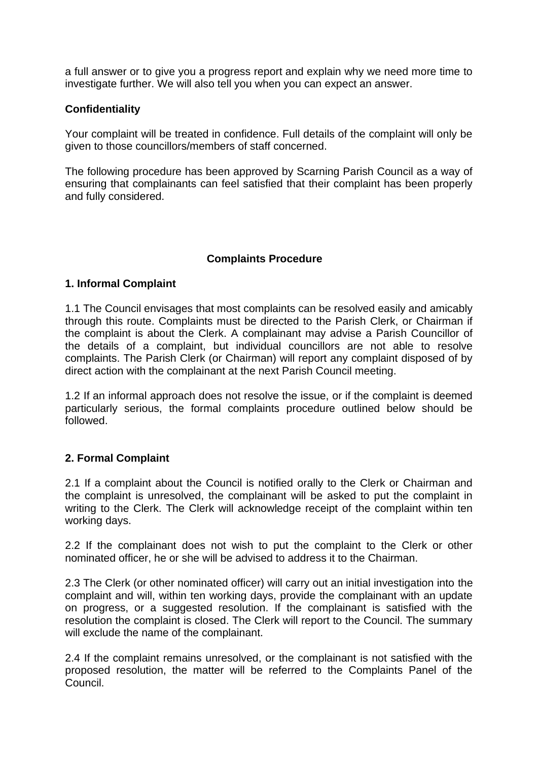a full answer or to give you a progress report and explain why we need more time to investigate further. We will also tell you when you can expect an answer.

**Confidentiality**

Your complaint will be treated in confidence. Full details of the complaint will only be given to those councillors/members of staff concerned.

The following procedure has been approved by Scarning Parish Council as a way of ensuring that complainants can feel satisfied that their complaint has been properly and fully considered.

## Complaints Procedure

### 1. Informal Complaint

1.1 The Council envisages that most complaints can be resolved easily and amicably through this route. Complaints must be directed to the Parish Clerk, or Chairman if the complaint is about the Clerk. A complainant may advise a Parish Councillor of the details of a complaint, but individual councillors are not able to resolve complaints. The Parish Clerk (or Chairman) will report any complaint disposed of by direct action with the complainant at the next Parish Council meeting.

1.2 If an informal approach does not resolve the issue, or if the complaint is deemed particularly serious, the formal complaints procedure outlined below should be followed.

### 2. Formal Complaint

2.1 If a complaint about the Council is notified orally to the Clerk or Chairman and the complaint is unresolved, the complainant will be asked to put the complaint in writing to the Clerk. The Clerk will acknowledge receipt of the complaint within ten working days.

2.2 If the complainant does not wish to put the complaint to the Clerk or other nominated officer, he or she will be advised to address it to the Chairman.

2.3 The Clerk (or other nominated officer) will carry out an initial investigation into the complaint and will, within ten working days, provide the complainant with an update on progress, or a suggested resolution. If the complainant is satisfied with the resolution the complaint is closed. The Clerk will report to the Council. The summary will exclude the name of the complainant.

2.4 If the complaint remains unresolved, or the complainant is not satisfied with the proposed resolution, the matter will be referred to the Complaints Panel of the Council.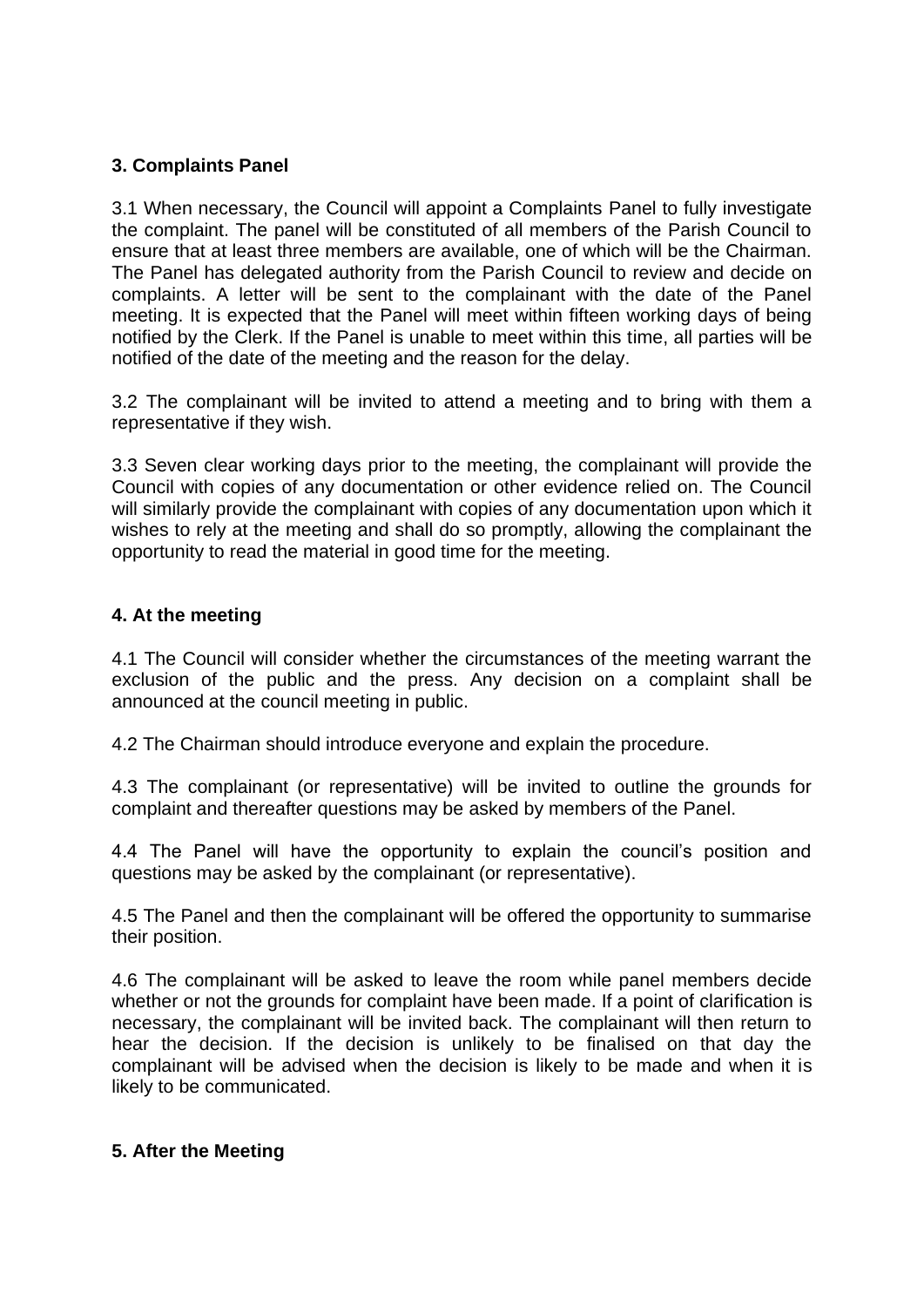## 3. Complaints Panel

3.1 When necessary, the Council will appoint a Complaints Panel to fully investigate the complaint. The panel will be constituted of all members of the Parish Council to ensure that at least three members are available, one of which will be the Chairman. The Panel has delegated authority from the Parish Council to review and decide on complaints. A letter will be sent to the complainant with the date of the Panel meeting. It is expected that the Panel will meet within fifteen working days of being notified by the Clerk. If the Panel is unable to meet within this time, all parties will be notified of the date of the meeting and the reason for the delay.

3.2 The complainant will be invited to attend a meeting and to bring with them a representative if they wish.

3.3 Seven clear working days prior to the meeting, the complainant will provide the Council with copies of any documentation or other evidence relied on. The Council will similarly provide the complainant with copies of any documentation upon which it wishes to rely at the meeting and shall do so promptly, allowing the complainant the opportunity to read the material in good time for the meeting.

## 4. At the meeting

4.1 The Council will consider whether the circumstances of the meeting warrant the exclusion of the public and the press. Any decision on a complaint shall be announced at the council meeting in public.

4.2 The Chairman should introduce everyone and explain the procedure.

4.3 The complainant (or representative) will be invited to outline the grounds for complaint and thereafter questions may be asked by members of the Panel.

4.4 The Panel will have the opportunity to explain the council's position and questions may be asked by the complainant (or representative).

4.5 The Panel and then the complainant will be offered the opportunity to summarise their position.

4.6 The complainant will be asked to leave the room while panel members decide whether or not the grounds for complaint have been made. If a point of clarification is necessary, the complainant will be invited back. The complainant will then return to hear the decision. If the decision is unlikely to be finalised on that day the complainant will be advised when the decision is likely to be made and when it is likely to be communicated.

## 5. After the Meeting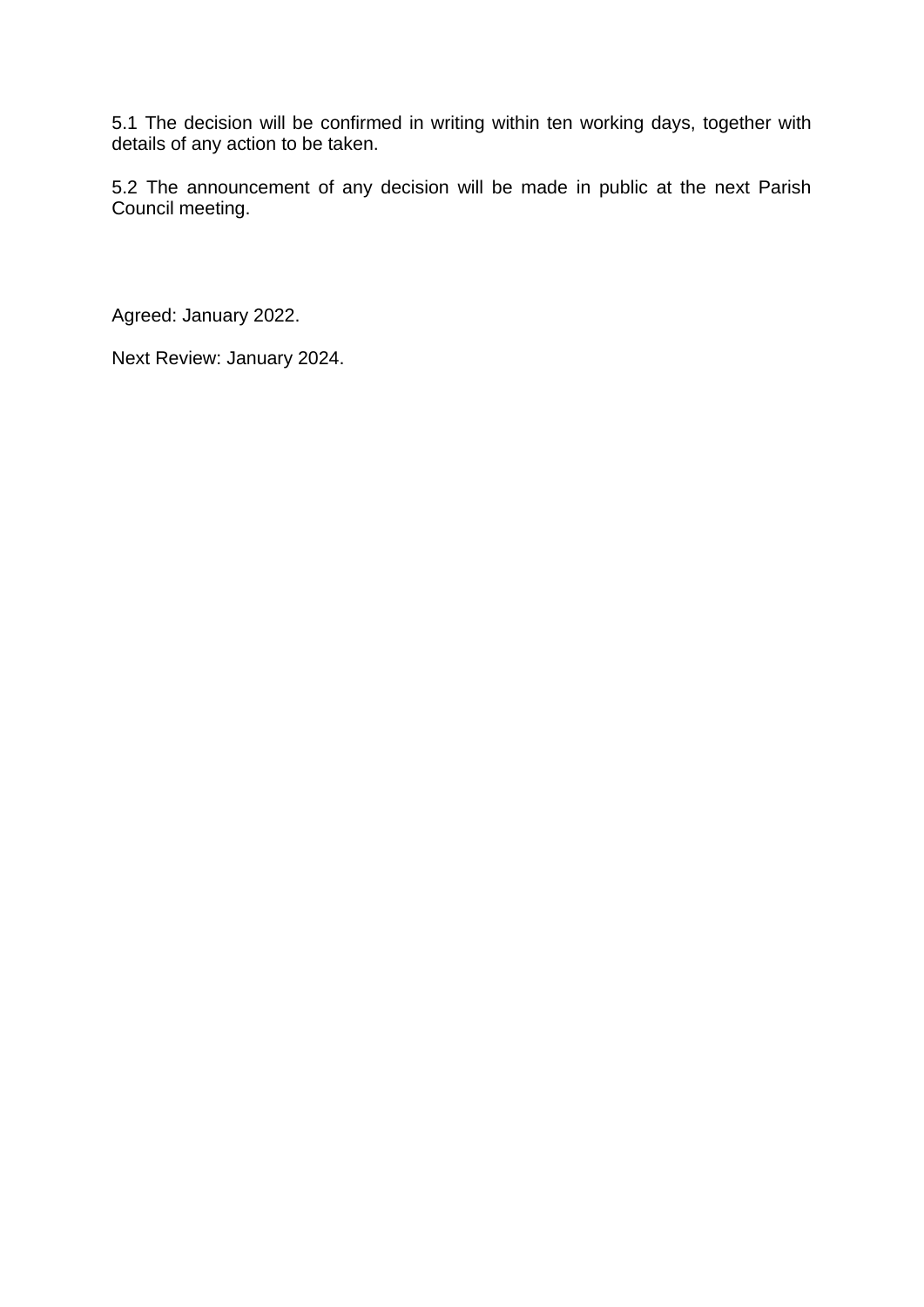5.1 The decision will be confirmed in writing within ten working days, together with details of any action to be taken.

5.2 The announcement of any decision will be made in public at the next Parish Council meeting.

Agreed: January 2022.

Next Review: January 2024.